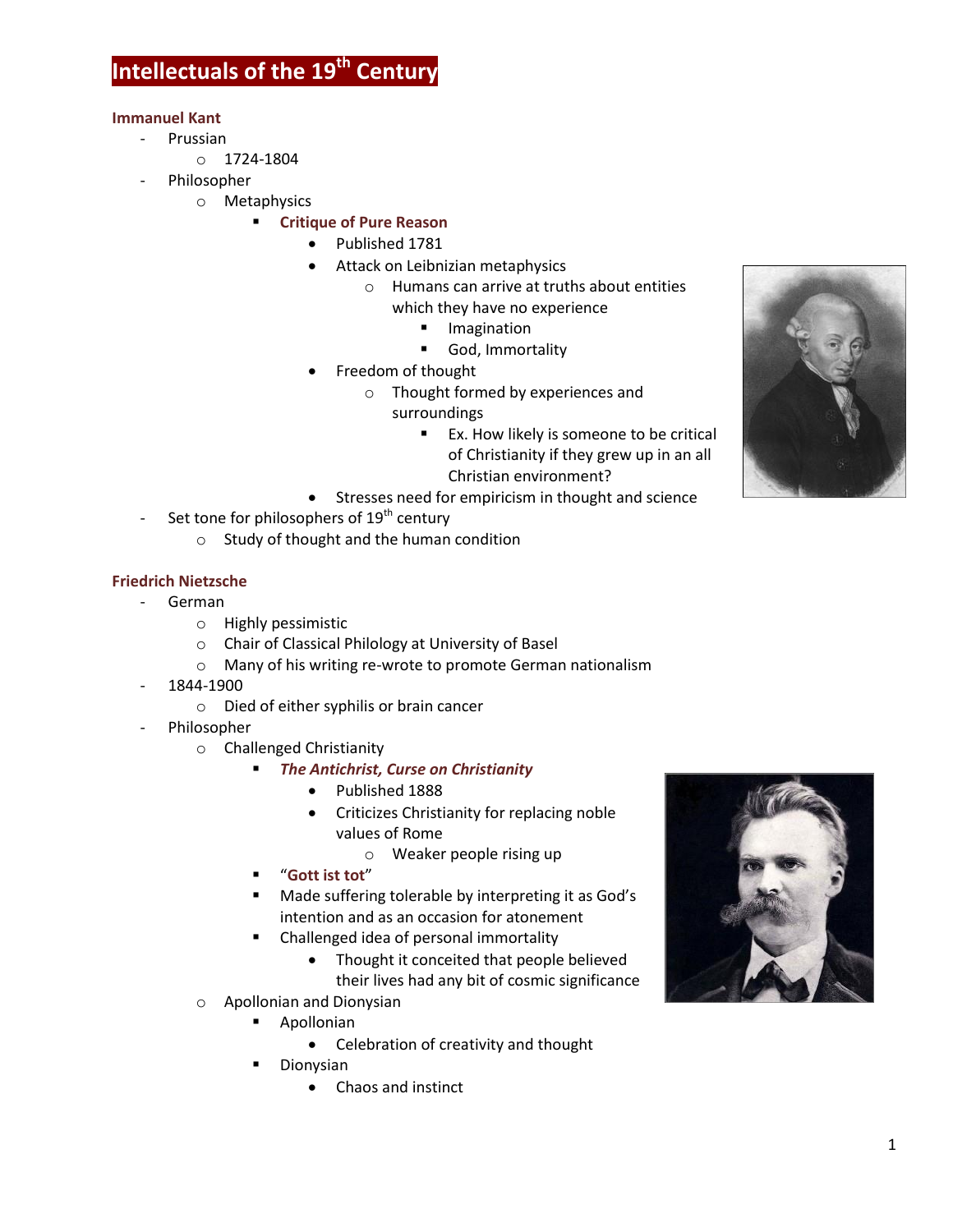# Intellectuals of the 19th Century

## Immanuel Kant

- Prussian
  - 1724-1804
- Philosopher
  - Metaphysics
    - **Critique of Pure Reason**
      - Published 1781
      - Attack on Leibnizian metaphysics
        - Humans can arrive at truths about entities which they have no experience
          - Imagination
          - God, Immortality
      - Freedom of thought
        - Thought formed by experiences and surroundings
          - Ex. How likely is someone to be critical of Christianity if they grew up in an all Christian environment?
      - Stresses need for empiricism in thought and science
- Set tone for philosophers of 19th century
  - Study of thought and the human condition

## Friedrich Nietzsche

- German
  - Highly pessimistic
  - Chair of Classical Philology at University of Basel
  - Many of his writing re-wrote to promote German nationalism
- 1844-1900
  - Died of either syphilis or brain cancer
- Philosopher
  - Challenged Christianity
    - ***The Antichrist, Curse on Christianity***
      - Published 1888
      - Criticizes Christianity for replacing noble values of Rome
        - Weaker people rising up
    - "**Gott ist tot**"
    - Made suffering tolerable by interpreting it as God's intention and as an occasion for atonement
    - Challenged idea of personal immortality
      - Thought it conceited that people believed their lives had any bit of cosmic significance
  - Apollonian and Dionysian
    - Apollonian
      - Celebration of creativity and thought
    - Dionysian
      - Chaos and instinct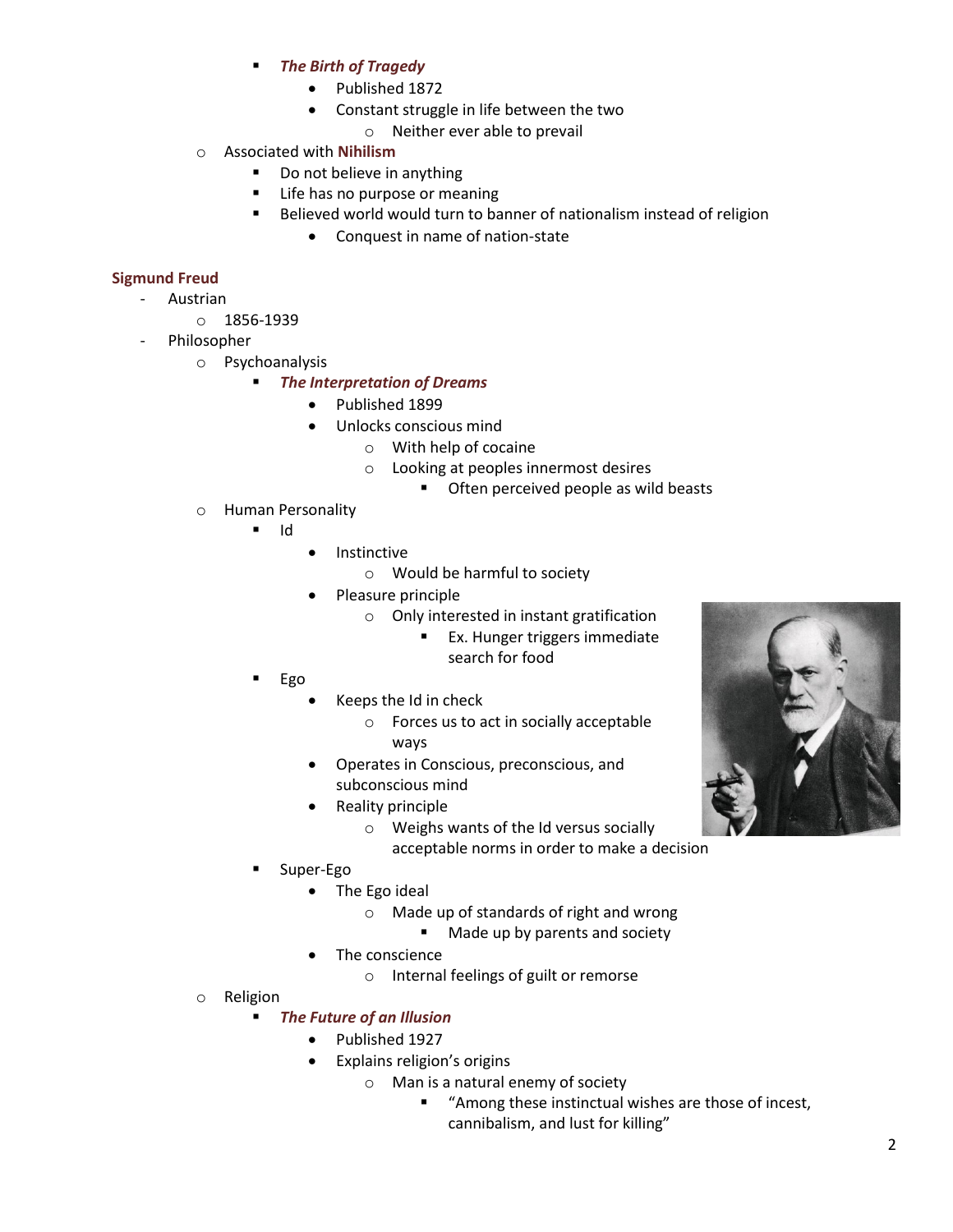- ***The Birth of Tragedy***
                - Published 1872
                - Constant struggle in life between the two
                    - Neither ever able to prevail
    - Associated with **Nihilism**
        - Do not believe in anything
        - Life has no purpose or meaning
        - Believed world would turn to banner of nationalism instead of religion
            - Conquest in name of nation-state

**Sigmund Freud**

- Austrian
    - 1856-1939
- Philosopher
    - Psychoanalysis
        - ***The Interpretation of Dreams***
            - Published 1899
            - Unlocks conscious mind
                - With help of cocaine
                - Looking at peoples innermost desires
                    - Often perceived people as wild beasts
    - Human Personality
        - Id
            - Instinctive
                - Would be harmful to society
            - Pleasure principle
                - Only interested in instant gratification
                    - Ex. Hunger triggers immediate search for food
        - Ego
            - Keeps the Id in check
                - Forces us to act in socially acceptable ways
            - Operates in Conscious, preconscious, and subconscious mind
            - Reality principle
                - Weighs wants of the Id versus socially acceptable norms in order to make a decision
        - Super-Ego
            - The Ego ideal
                - Made up of standards of right and wrong
                    - Made up by parents and society
            - The conscience
                - Internal feelings of guilt or remorse
    - Religion
        - ***The Future of an Illusion***
            - Published 1927
            - Explains religion's origins
                - Man is a natural enemy of society
                    - "Among these instinctual wishes are those of incest, cannibalism, and lust for killing"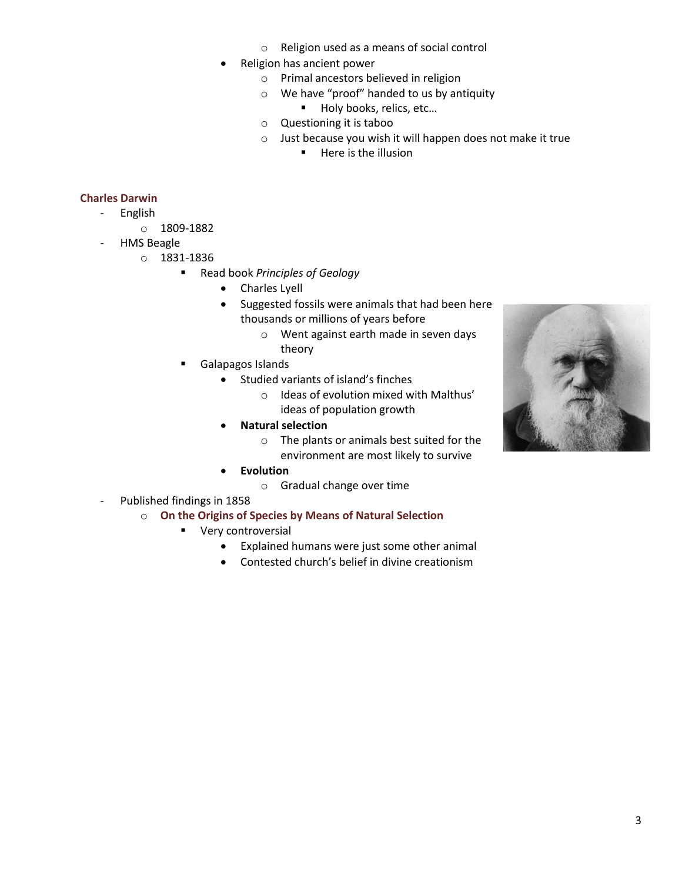- Religion used as a means of social control
  - Religion has ancient power
      - Primal ancestors believed in religion
      - We have "proof" handed to us by antiquity
          - Holy books, relics, etc…
      - Questioning it is taboo
      - Just because you wish it will happen does not make it true
          - Here is the illusion

**Charles Darwin**

- English
    - 1809-1882
- HMS Beagle
    - 1831-1836
        - Read book *Principles of Geology*
            - Charles Lyell
            - Suggested fossils were animals that had been here thousands or millions of years before
                - Went against earth made in seven days theory
        - Galapagos Islands
            - Studied variants of island's finches
                - Ideas of evolution mixed with Malthus' ideas of population growth
            - **Natural selection**
                - The plants or animals best suited for the environment are most likely to survive
            - **Evolution**
                - Gradual change over time
- Published findings in 1858
    - **On the Origins of Species by Means of Natural Selection**
        - Very controversial
            - Explained humans were just some other animal
            - Contested church's belief in divine creationism